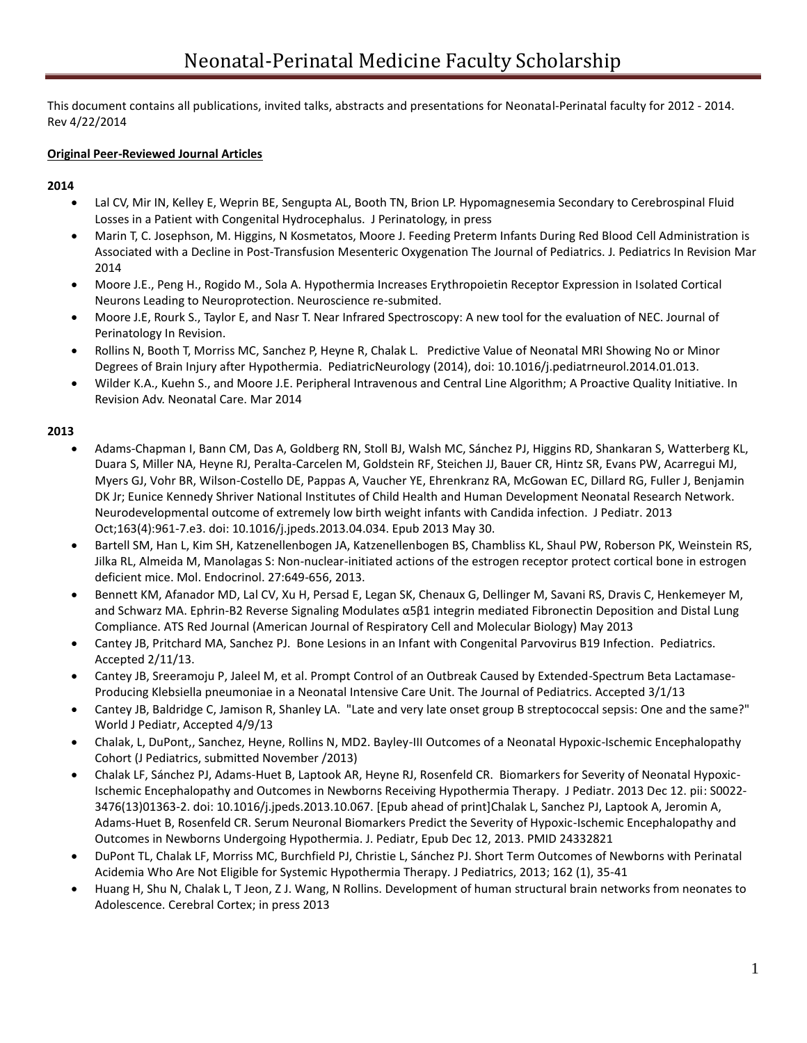# Neonatal-Perinatal Medicine Faculty Scholarship

This document contains all publications, invited talks, abstracts and presentations for Neonatal-Perinatal faculty for 2012 - 2014.
Rev 4/22/2014

**Original Peer-Reviewed Journal Articles**

**2014**

- Lal CV, Mir IN, Kelley E, Weprin BE, Sengupta AL, Booth TN, Brion LP. Hypomagnesemia Secondary to Cerebrospinal Fluid Losses in a Patient with Congenital Hydrocephalus. J Perinatology, in press
- Marin T, C. Josephson, M. Higgins, N Kosmetatos, Moore J. Feeding Preterm Infants During Red Blood Cell Administration is Associated with a Decline in Post-Transfusion Mesenteric Oxygenation The Journal of Pediatrics. J. Pediatrics In Revision Mar 2014
- Moore J.E., Peng H., Rogido M., Sola A. Hypothermia Increases Erythropoietin Receptor Expression in Isolated Cortical Neurons Leading to Neuroprotection. Neuroscience re-submited.
- Moore J.E, Rourk S., Taylor E, and Nasr T. Near Infrared Spectroscopy: A new tool for the evaluation of NEC. Journal of Perinatology In Revision.
- Rollins N, Booth T, Morriss MC, Sanchez P, Heyne R, Chalak L. Predictive Value of Neonatal MRI Showing No or Minor Degrees of Brain Injury after Hypothermia. PediatricNeurology (2014), doi: 10.1016/j.pediatrneurol.2014.01.013.
- Wilder K.A., Kuehn S., and Moore J.E. Peripheral Intravenous and Central Line Algorithm; A Proactive Quality Initiative. In Revision Adv. Neonatal Care. Mar 2014

**2013**

- Adams-Chapman I, Bann CM, Das A, Goldberg RN, Stoll BJ, Walsh MC, Sánchez PJ, Higgins RD, Shankaran S, Watterberg KL, Duara S, Miller NA, Heyne RJ, Peralta-Carcelen M, Goldstein RF, Steichen JJ, Bauer CR, Hintz SR, Evans PW, Acarregui MJ, Myers GJ, Vohr BR, Wilson-Costello DE, Pappas A, Vaucher YE, Ehrenkranz RA, McGowan EC, Dillard RG, Fuller J, Benjamin DK Jr; Eunice Kennedy Shriver National Institutes of Child Health and Human Development Neonatal Research Network. Neurodevelopmental outcome of extremely low birth weight infants with Candida infection. J Pediatr. 2013 Oct;163(4):961-7.e3. doi: 10.1016/j.jpeds.2013.04.034. Epub 2013 May 30.
- Bartell SM, Han L, Kim SH, Katzenellenbogen JA, Katzenellenbogen BS, Chambliss KL, Shaul PW, Roberson PK, Weinstein RS, Jilka RL, Almeida M, Manolagas S: Non-nuclear-initiated actions of the estrogen receptor protect cortical bone in estrogen deficient mice. Mol. Endocrinol. 27:649-656, 2013.
- Bennett KM, Afanador MD, Lal CV, Xu H, Persad E, Legan SK, Chenaux G, Dellinger M, Savani RS, Dravis C, Henkemeyer M, and Schwarz MA. Ephrin-B2 Reverse Signaling Modulates α5β1 integrin mediated Fibronectin Deposition and Distal Lung Compliance. ATS Red Journal (American Journal of Respiratory Cell and Molecular Biology) May 2013
- Cantey JB, Pritchard MA, Sanchez PJ. Bone Lesions in an Infant with Congenital Parvovirus B19 Infection. Pediatrics. Accepted 2/11/13.
- Cantey JB, Sreeramoju P, Jaleel M, et al. Prompt Control of an Outbreak Caused by Extended-Spectrum Beta Lactamase-Producing Klebsiella pneumoniae in a Neonatal Intensive Care Unit. The Journal of Pediatrics. Accepted 3/1/13
- Cantey JB, Baldridge C, Jamison R, Shanley LA. "Late and very late onset group B streptococcal sepsis: One and the same?" World J Pediatr, Accepted 4/9/13
- Chalak, L, DuPont,, Sanchez, Heyne, Rollins N, MD2. Bayley-III Outcomes of a Neonatal Hypoxic-Ischemic Encephalopathy Cohort (J Pediatrics, submitted November /2013)
- Chalak LF, Sánchez PJ, Adams-Huet B, Laptook AR, Heyne RJ, Rosenfeld CR. Biomarkers for Severity of Neonatal Hypoxic-Ischemic Encephalopathy and Outcomes in Newborns Receiving Hypothermia Therapy. J Pediatr. 2013 Dec 12. pii: S0022-3476(13)01363-2. doi: 10.1016/j.jpeds.2013.10.067. [Epub ahead of print]Chalak L, Sanchez PJ, Laptook A, Jeromin A, Adams-Huet B, Rosenfeld CR. Serum Neuronal Biomarkers Predict the Severity of Hypoxic-Ischemic Encephalopathy and Outcomes in Newborns Undergoing Hypothermia. J. Pediatr, Epub Dec 12, 2013. PMID 24332821
- DuPont TL, Chalak LF, Morriss MC, Burchfield PJ, Christie L, Sánchez PJ. Short Term Outcomes of Newborns with Perinatal Acidemia Who Are Not Eligible for Systemic Hypothermia Therapy. J Pediatrics, 2013; 162 (1), 35-41
- Huang H, Shu N, Chalak L, T Jeon, Z J. Wang, N Rollins. Development of human structural brain networks from neonates to Adolescence. Cerebral Cortex; in press 2013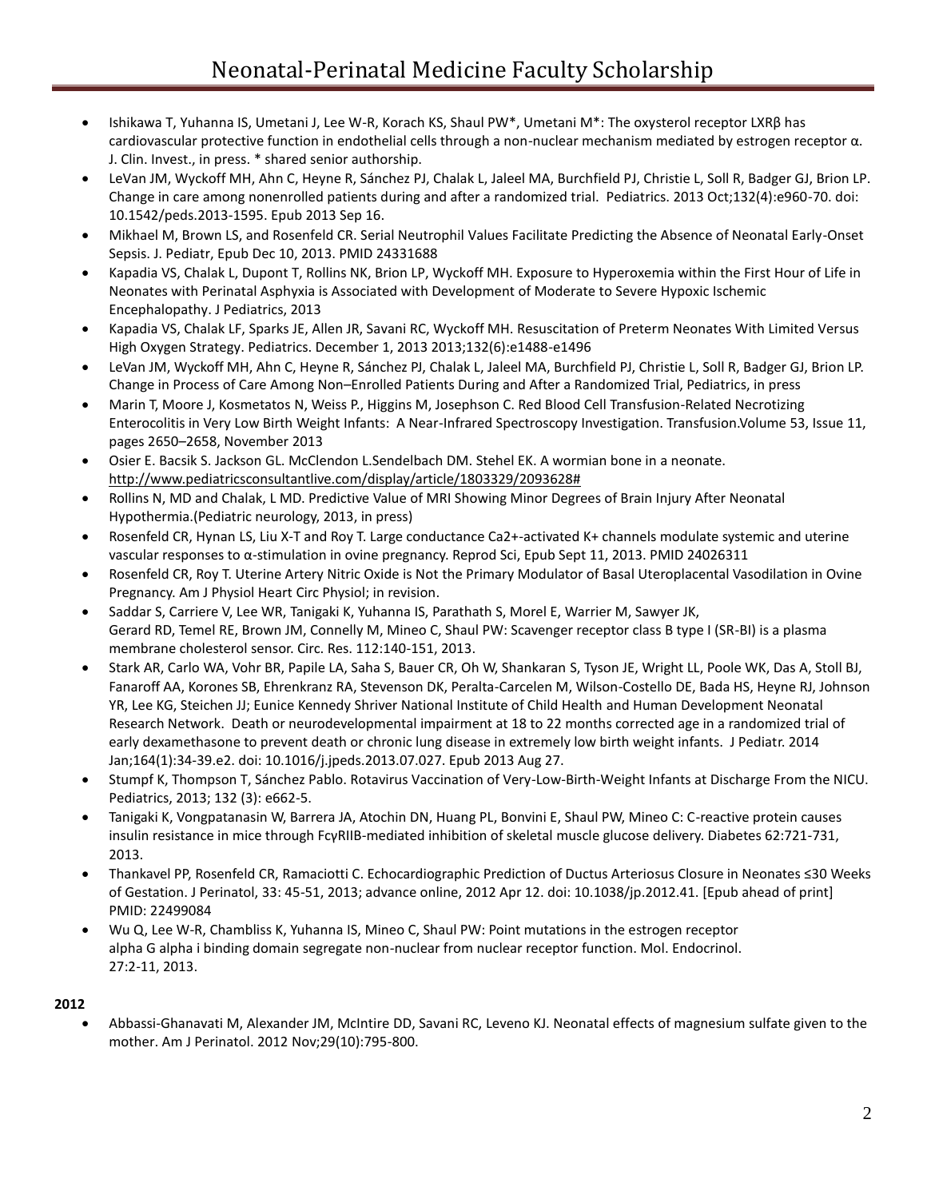- Ishikawa T, Yuhanna IS, Umetani J, Lee W-R, Korach KS, Shaul PW*, Umetani M*: The oxysterol receptor LXRβ has cardiovascular protective function in endothelial cells through a non-nuclear mechanism mediated by estrogen receptor α. J. Clin. Invest., in press. * shared senior authorship.
- LeVan JM, Wyckoff MH, Ahn C, Heyne R, Sánchez PJ, Chalak L, Jaleel MA, Burchfield PJ, Christie L, Soll R, Badger GJ, Brion LP. Change in care among nonenrolled patients during and after a randomized trial. Pediatrics. 2013 Oct;132(4):e960-70. doi: 10.1542/peds.2013-1595. Epub 2013 Sep 16.
- Mikhael M, Brown LS, and Rosenfeld CR. Serial Neutrophil Values Facilitate Predicting the Absence of Neonatal Early-Onset Sepsis. J. Pediatr, Epub Dec 10, 2013. PMID 24331688
- Kapadia VS, Chalak L, Dupont T, Rollins NK, Brion LP, Wyckoff MH. Exposure to Hyperoxemia within the First Hour of Life in Neonates with Perinatal Asphyxia is Associated with Development of Moderate to Severe Hypoxic Ischemic Encephalopathy. J Pediatrics, 2013
- Kapadia VS, Chalak LF, Sparks JE, Allen JR, Savani RC, Wyckoff MH. Resuscitation of Preterm Neonates With Limited Versus High Oxygen Strategy. Pediatrics. December 1, 2013 2013;132(6):e1488-e1496
- LeVan JM, Wyckoff MH, Ahn C, Heyne R, Sánchez PJ, Chalak L, Jaleel MA, Burchfield PJ, Christie L, Soll R, Badger GJ, Brion LP. Change in Process of Care Among Non–Enrolled Patients During and After a Randomized Trial, Pediatrics, in press
- Marin T, Moore J, Kosmetatos N, Weiss P., Higgins M, Josephson C. Red Blood Cell Transfusion-Related Necrotizing Enterocolitis in Very Low Birth Weight Infants: A Near-Infrared Spectroscopy Investigation. Transfusion.Volume 53, Issue 11, pages 2650–2658, November 2013
- Osier E. Bacsik S. Jackson GL. McClendon L.Sendelbach DM. Stehel EK. A wormian bone in a neonate. http://www.pediatricsconsultantlive.com/display/article/1803329/2093628#
- Rollins N, MD and Chalak, L MD. Predictive Value of MRI Showing Minor Degrees of Brain Injury After Neonatal Hypothermia.(Pediatric neurology, 2013, in press)
- Rosenfeld CR, Hynan LS, Liu X-T and Roy T. Large conductance Ca2+-activated K+ channels modulate systemic and uterine vascular responses to α-stimulation in ovine pregnancy. Reprod Sci, Epub Sept 11, 2013. PMID 24026311
- Rosenfeld CR, Roy T. Uterine Artery Nitric Oxide is Not the Primary Modulator of Basal Uteroplacental Vasodilation in Ovine Pregnancy. Am J Physiol Heart Circ Physiol; in revision.
- Saddar S, Carriere V, Lee WR, Tanigaki K, Yuhanna IS, Parathath S, Morel E, Warrier M, Sawyer JK, Gerard RD, Temel RE, Brown JM, Connelly M, Mineo C, Shaul PW: Scavenger receptor class B type I (SR-BI) is a plasma membrane cholesterol sensor. Circ. Res. 112:140-151, 2013.
- Stark AR, Carlo WA, Vohr BR, Papile LA, Saha S, Bauer CR, Oh W, Shankaran S, Tyson JE, Wright LL, Poole WK, Das A, Stoll BJ, Fanaroff AA, Korones SB, Ehrenkranz RA, Stevenson DK, Peralta-Carcelen M, Wilson-Costello DE, Bada HS, Heyne RJ, Johnson YR, Lee KG, Steichen JJ; Eunice Kennedy Shriver National Institute of Child Health and Human Development Neonatal Research Network. Death or neurodevelopmental impairment at 18 to 22 months corrected age in a randomized trial of early dexamethasone to prevent death or chronic lung disease in extremely low birth weight infants. J Pediatr. 2014 Jan;164(1):34-39.e2. doi: 10.1016/j.jpeds.2013.07.027. Epub 2013 Aug 27.
- Stumpf K, Thompson T, Sánchez Pablo. Rotavirus Vaccination of Very-Low-Birth-Weight Infants at Discharge From the NICU. Pediatrics, 2013; 132 (3): e662-5.
- Tanigaki K, Vongpatanasin W, Barrera JA, Atochin DN, Huang PL, Bonvini E, Shaul PW, Mineo C: C-reactive protein causes insulin resistance in mice through FcγRIIB-mediated inhibition of skeletal muscle glucose delivery. Diabetes 62:721-731, 2013.
- Thankavel PP, Rosenfeld CR, Ramaciotti C. Echocardiographic Prediction of Ductus Arteriosus Closure in Neonates ≤30 Weeks of Gestation. J Perinatol, 33: 45-51, 2013; advance online, 2012 Apr 12. doi: 10.1038/jp.2012.41. [Epub ahead of print] PMID: 22499084
- Wu Q, Lee W-R, Chambliss K, Yuhanna IS, Mineo C, Shaul PW: Point mutations in the estrogen receptor alpha G alpha i binding domain segregate non-nuclear from nuclear receptor function. Mol. Endocrinol. 27:2-11, 2013.

**2012**

- Abbassi-Ghanavati M, Alexander JM, McIntire DD, Savani RC, Leveno KJ. Neonatal effects of magnesium sulfate given to the mother. Am J Perinatol. 2012 Nov;29(10):795-800.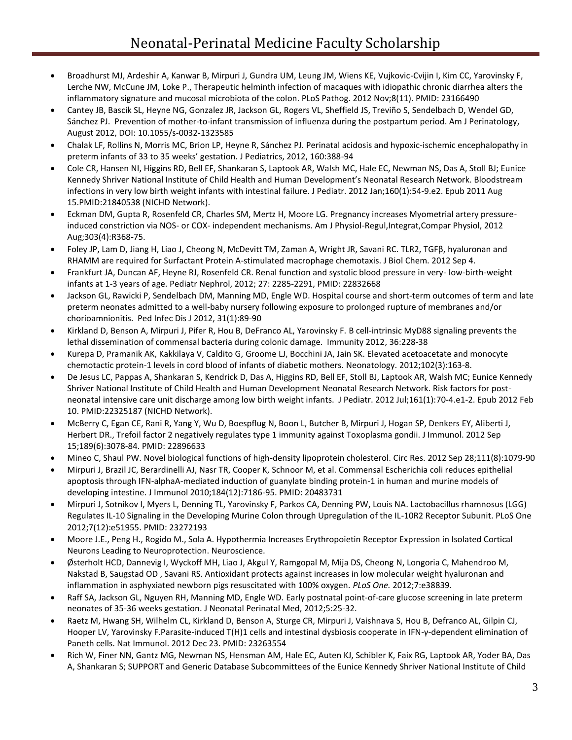- Broadhurst MJ, Ardeshir A, Kanwar B, Mirpuri J, Gundra UM, Leung JM, Wiens KE, Vujkovic-Cvijin I, Kim CC, Yarovinsky F, Lerche NW, McCune JM, Loke P., Therapeutic helminth infection of macaques with idiopathic chronic diarrhea alters the inflammatory signature and mucosal microbiota of the colon. PLoS Pathog. 2012 Nov;8(11). PMID: 23166490
- Cantey JB, Bascik SL, Heyne NG, Gonzalez JR, Jackson GL, Rogers VL, Sheffield JS, Treviño S, Sendelbach D, Wendel GD, Sánchez PJ. Prevention of mother-to-infant transmission of influenza during the postpartum period. Am J Perinatology, August 2012, DOI: 10.1055/s-0032-1323585
- Chalak LF, Rollins N, Morris MC, Brion LP, Heyne R, Sánchez PJ. Perinatal acidosis and hypoxic-ischemic encephalopathy in preterm infants of 33 to 35 weeks' gestation. J Pediatrics, 2012, 160:388-94
- Cole CR, Hansen NI, Higgins RD, Bell EF, Shankaran S, Laptook AR, Walsh MC, Hale EC, Newman NS, Das A, Stoll BJ; Eunice Kennedy Shriver National Institute of Child Health and Human Development's Neonatal Research Network. Bloodstream infections in very low birth weight infants with intestinal failure. J Pediatr. 2012 Jan;160(1):54-9.e2. Epub 2011 Aug 15.PMID:21840538 (NICHD Network).
- Eckman DM, Gupta R, Rosenfeld CR, Charles SM, Mertz H, Moore LG. Pregnancy increases Myometrial artery pressure-induced constriction via NOS- or COX- independent mechanisms. Am J Physiol-Regul,Integrat,Compar Physiol, 2012 Aug;303(4):R368-75.
- Foley JP, Lam D, Jiang H, Liao J, Cheong N, McDevitt TM, Zaman A, Wright JR, Savani RC. TLR2, TGFβ, hyaluronan and RHAMM are required for Surfactant Protein A-stimulated macrophage chemotaxis. J Biol Chem. 2012 Sep 4.
- Frankfurt JA, Duncan AF, Heyne RJ, Rosenfeld CR. Renal function and systolic blood pressure in very- low-birth-weight infants at 1-3 years of age. Pediatr Nephrol, 2012; 27: 2285-2291, PMID: 22832668
- Jackson GL, Rawicki P, Sendelbach DM, Manning MD, Engle WD. Hospital course and short-term outcomes of term and late preterm neonates admitted to a well-baby nursery following exposure to prolonged rupture of membranes and/or chorioamnionitis. Ped Infec Dis J 2012, 31(1):89-90
- Kirkland D, Benson A, Mirpuri J, Pifer R, Hou B, DeFranco AL, Yarovinsky F. B cell-intrinsic MyD88 signaling prevents the lethal dissemination of commensal bacteria during colonic damage. Immunity 2012, 36:228-38
- Kurepa D, Pramanik AK, Kakkilaya V, Caldito G, Groome LJ, Bocchini JA, Jain SK. Elevated acetoacetate and monocyte chemotactic protein-1 levels in cord blood of infants of diabetic mothers. Neonatology. 2012;102(3):163-8.
- De Jesus LC, Pappas A, Shankaran S, Kendrick D, Das A, Higgins RD, Bell EF, Stoll BJ, Laptook AR, Walsh MC; Eunice Kennedy Shriver National Institute of Child Health and Human Development Neonatal Research Network. Risk factors for post-neonatal intensive care unit discharge among low birth weight infants. J Pediatr. 2012 Jul;161(1):70-4.e1-2. Epub 2012 Feb 10. PMID:22325187 (NICHD Network).
- McBerry C, Egan CE, Rani R, Yang Y, Wu D, Boespflug N, Boon L, Butcher B, Mirpuri J, Hogan SP, Denkers EY, Aliberti J, Herbert DR., Trefoil factor 2 negatively regulates type 1 immunity against Toxoplasma gondii. J Immunol. 2012 Sep 15;189(6):3078-84. PMID: 22896633
- Mineo C, Shaul PW. Novel biological functions of high-density lipoprotein cholesterol. Circ Res. 2012 Sep 28;111(8):1079-90
- Mirpuri J, Brazil JC, Berardinelli AJ, Nasr TR, Cooper K, Schnoor M, et al. Commensal Escherichia coli reduces epithelial apoptosis through IFN-alphaA-mediated induction of guanylate binding protein-1 in human and murine models of developing intestine. J Immunol 2010;184(12):7186-95. PMID: 20483731
- Mirpuri J, Sotnikov I, Myers L, Denning TL, Yarovinsky F, Parkos CA, Denning PW, Louis NA. Lactobacillus rhamnosus (LGG) Regulates IL-10 Signaling in the Developing Murine Colon through Upregulation of the IL-10R2 Receptor Subunit. PLoS One 2012;7(12):e51955. PMID: 23272193
- Moore J.E., Peng H., Rogido M., Sola A. Hypothermia Increases Erythropoietin Receptor Expression in Isolated Cortical Neurons Leading to Neuroprotection. Neuroscience.
- Østerholt HCD, Dannevig I, Wyckoff MH, Liao J, Akgul Y, Ramgopal M, Mija DS, Cheong N, Longoria C, Mahendroo M, Nakstad B, Saugstad OD , Savani RS. Antioxidant protects against increases in low molecular weight hyaluronan and inflammation in asphyxiated newborn pigs resuscitated with 100% oxygen. *PLoS One.* 2012;7:e38839.
- Raff SA, Jackson GL, Nguyen RH, Manning MD, Engle WD. Early postnatal point-of-care glucose screening in late preterm neonates of 35-36 weeks gestation. J Neonatal Perinatal Med, 2012;5:25-32.
- Raetz M, Hwang SH, Wilhelm CL, Kirkland D, Benson A, Sturge CR, Mirpuri J, Vaishnava S, Hou B, Defranco AL, Gilpin CJ, Hooper LV, Yarovinsky F.Parasite-induced T(H)1 cells and intestinal dysbiosis cooperate in IFN-γ-dependent elimination of Paneth cells. Nat Immunol. 2012 Dec 23. PMID: 23263554
- Rich W, Finer NN, Gantz MG, Newman NS, Hensman AM, Hale EC, Auten KJ, Schibler K, Faix RG, Laptook AR, Yoder BA, Das A, Shankaran S; SUPPORT and Generic Database Subcommittees of the Eunice Kennedy Shriver National Institute of Child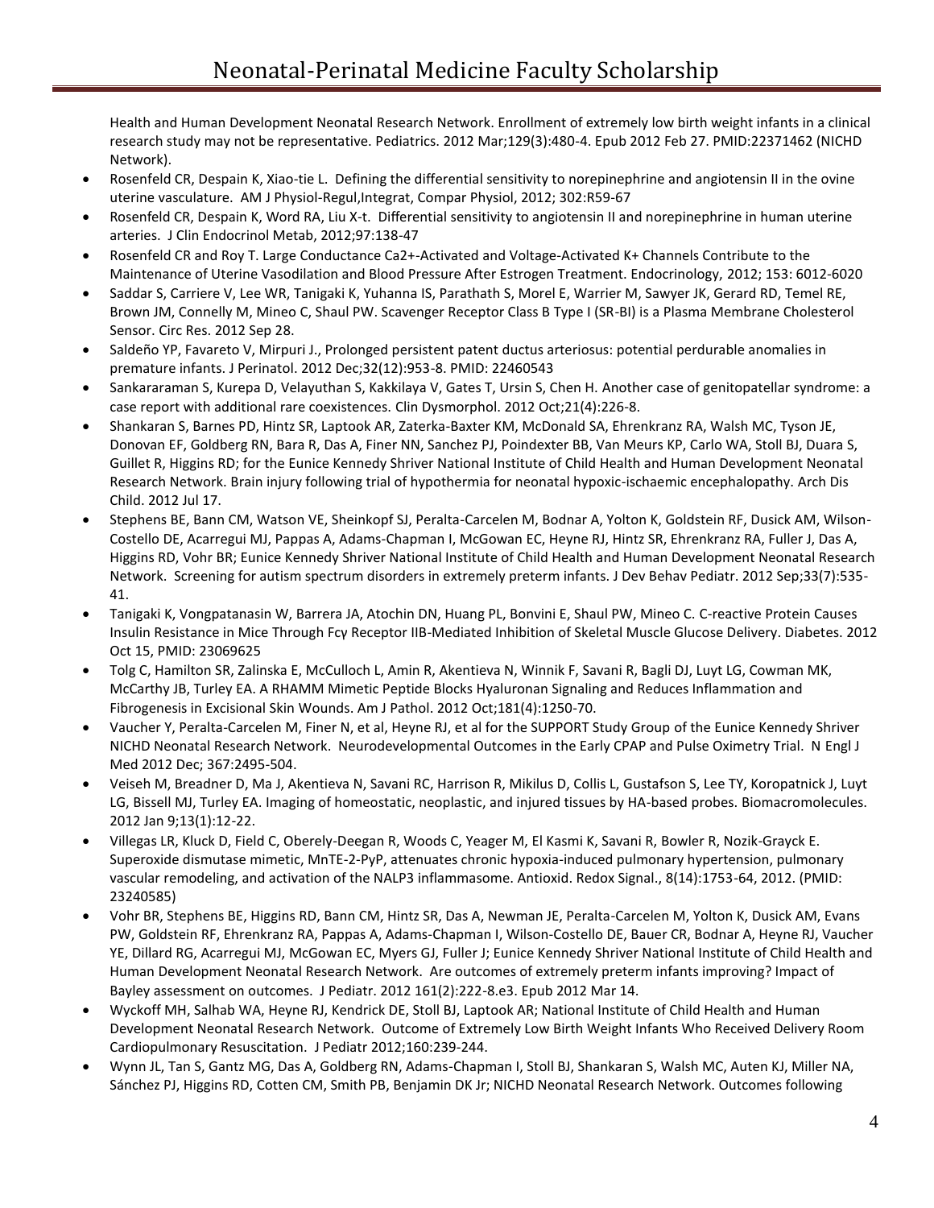Health and Human Development Neonatal Research Network. Enrollment of extremely low birth weight infants in a clinical research study may not be representative. Pediatrics. 2012 Mar;129(3):480-4. Epub 2012 Feb 27. PMID:22371462 (NICHD Network).

- Rosenfeld CR, Despain K, Xiao-tie L. Defining the differential sensitivity to norepinephrine and angiotensin II in the ovine uterine vasculature. AM J Physiol-Regul,Integrat, Compar Physiol, 2012; 302:R59-67
- Rosenfeld CR, Despain K, Word RA, Liu X-t. Differential sensitivity to angiotensin II and norepinephrine in human uterine arteries. J Clin Endocrinol Metab, 2012;97:138-47
- Rosenfeld CR and Roy T. Large Conductance Ca2+-Activated and Voltage-Activated K+ Channels Contribute to the Maintenance of Uterine Vasodilation and Blood Pressure After Estrogen Treatment. Endocrinology, 2012; 153: 6012-6020
- Saddar S, Carriere V, Lee WR, Tanigaki K, Yuhanna IS, Parathath S, Morel E, Warrier M, Sawyer JK, Gerard RD, Temel RE, Brown JM, Connelly M, Mineo C, Shaul PW. Scavenger Receptor Class B Type I (SR-BI) is a Plasma Membrane Cholesterol Sensor. Circ Res. 2012 Sep 28.
- Saldeño YP, Favareto V, Mirpuri J., Prolonged persistent patent ductus arteriosus: potential perdurable anomalies in premature infants. J Perinatol. 2012 Dec;32(12):953-8. PMID: 22460543
- Sankararaman S, Kurepa D, Velayuthan S, Kakkilaya V, Gates T, Ursin S, Chen H. Another case of genitopatellar syndrome: a case report with additional rare coexistences. Clin Dysmorphol. 2012 Oct;21(4):226-8.
- Shankaran S, Barnes PD, Hintz SR, Laptook AR, Zaterka-Baxter KM, McDonald SA, Ehrenkranz RA, Walsh MC, Tyson JE, Donovan EF, Goldberg RN, Bara R, Das A, Finer NN, Sanchez PJ, Poindexter BB, Van Meurs KP, Carlo WA, Stoll BJ, Duara S, Guillet R, Higgins RD; for the Eunice Kennedy Shriver National Institute of Child Health and Human Development Neonatal Research Network. Brain injury following trial of hypothermia for neonatal hypoxic-ischaemic encephalopathy. Arch Dis Child. 2012 Jul 17.
- Stephens BE, Bann CM, Watson VE, Sheinkopf SJ, Peralta-Carcelen M, Bodnar A, Yolton K, Goldstein RF, Dusick AM, Wilson-Costello DE, Acarregui MJ, Pappas A, Adams-Chapman I, McGowan EC, Heyne RJ, Hintz SR, Ehrenkranz RA, Fuller J, Das A, Higgins RD, Vohr BR; Eunice Kennedy Shriver National Institute of Child Health and Human Development Neonatal Research Network. Screening for autism spectrum disorders in extremely preterm infants. J Dev Behav Pediatr. 2012 Sep;33(7):535-41.
- Tanigaki K, Vongpatanasin W, Barrera JA, Atochin DN, Huang PL, Bonvini E, Shaul PW, Mineo C. C-reactive Protein Causes Insulin Resistance in Mice Through Fcγ Receptor IIB-Mediated Inhibition of Skeletal Muscle Glucose Delivery. Diabetes. 2012 Oct 15, PMID: 23069625
- Tolg C, Hamilton SR, Zalinska E, McCulloch L, Amin R, Akentieva N, Winnik F, Savani R, Bagli DJ, Luyt LG, Cowman MK, McCarthy JB, Turley EA. A RHAMM Mimetic Peptide Blocks Hyaluronan Signaling and Reduces Inflammation and Fibrogenesis in Excisional Skin Wounds. Am J Pathol. 2012 Oct;181(4):1250-70.
- Vaucher Y, Peralta-Carcelen M, Finer N, et al, Heyne RJ, et al for the SUPPORT Study Group of the Eunice Kennedy Shriver NICHD Neonatal Research Network. Neurodevelopmental Outcomes in the Early CPAP and Pulse Oximetry Trial. N Engl J Med 2012 Dec; 367:2495-504.
- Veiseh M, Breadner D, Ma J, Akentieva N, Savani RC, Harrison R, Mikilus D, Collis L, Gustafson S, Lee TY, Koropatnick J, Luyt LG, Bissell MJ, Turley EA. Imaging of homeostatic, neoplastic, and injured tissues by HA-based probes. Biomacromolecules. 2012 Jan 9;13(1):12-22.
- Villegas LR, Kluck D, Field C, Oberely-Deegan R, Woods C, Yeager M, El Kasmi K, Savani R, Bowler R, Nozik-Grayck E. Superoxide dismutase mimetic, MnTE-2-PyP, attenuates chronic hypoxia-induced pulmonary hypertension, pulmonary vascular remodeling, and activation of the NALP3 inflammasome. Antioxid. Redox Signal., 8(14):1753-64, 2012. (PMID: 23240585)
- Vohr BR, Stephens BE, Higgins RD, Bann CM, Hintz SR, Das A, Newman JE, Peralta-Carcelen M, Yolton K, Dusick AM, Evans PW, Goldstein RF, Ehrenkranz RA, Pappas A, Adams-Chapman I, Wilson-Costello DE, Bauer CR, Bodnar A, Heyne RJ, Vaucher YE, Dillard RG, Acarregui MJ, McGowan EC, Myers GJ, Fuller J; Eunice Kennedy Shriver National Institute of Child Health and Human Development Neonatal Research Network. Are outcomes of extremely preterm infants improving? Impact of Bayley assessment on outcomes. J Pediatr. 2012 161(2):222-8.e3. Epub 2012 Mar 14.
- Wyckoff MH, Salhab WA, Heyne RJ, Kendrick DE, Stoll BJ, Laptook AR; National Institute of Child Health and Human Development Neonatal Research Network. Outcome of Extremely Low Birth Weight Infants Who Received Delivery Room Cardiopulmonary Resuscitation. J Pediatr 2012;160:239-244.
- Wynn JL, Tan S, Gantz MG, Das A, Goldberg RN, Adams-Chapman I, Stoll BJ, Shankaran S, Walsh MC, Auten KJ, Miller NA, Sánchez PJ, Higgins RD, Cotten CM, Smith PB, Benjamin DK Jr; NICHD Neonatal Research Network. Outcomes following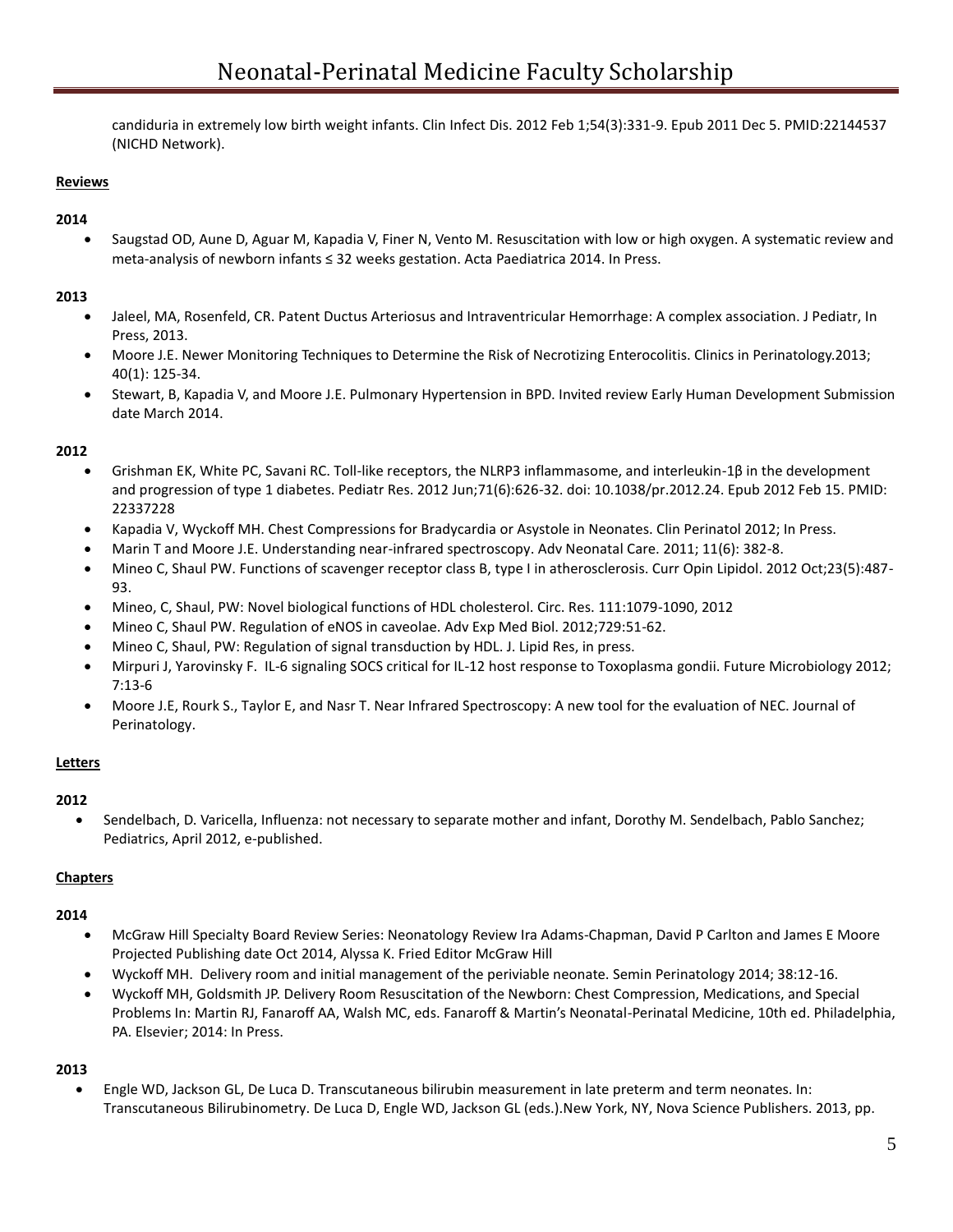candiduria in extremely low birth weight infants. Clin Infect Dis. 2012 Feb 1;54(3):331-9. Epub 2011 Dec 5. PMID:22144537 (NICHD Network).

**Reviews**

**2014**

- Saugstad OD, Aune D, Aguar M, Kapadia V, Finer N, Vento M. Resuscitation with low or high oxygen. A systematic review and meta-analysis of newborn infants ≤ 32 weeks gestation. Acta Paediatrica 2014. In Press.

**2013**

- Jaleel, MA, Rosenfeld, CR. Patent Ductus Arteriosus and Intraventricular Hemorrhage: A complex association. J Pediatr, In Press, 2013.
- Moore J.E. Newer Monitoring Techniques to Determine the Risk of Necrotizing Enterocolitis. Clinics in Perinatology.2013; 40(1): 125-34.
- Stewart, B, Kapadia V, and Moore J.E. Pulmonary Hypertension in BPD. Invited review Early Human Development Submission date March 2014.

**2012**

- Grishman EK, White PC, Savani RC. Toll-like receptors, the NLRP3 inflammasome, and interleukin-1β in the development and progression of type 1 diabetes. Pediatr Res. 2012 Jun;71(6):626-32. doi: 10.1038/pr.2012.24. Epub 2012 Feb 15. PMID: 22337228
- Kapadia V, Wyckoff MH. Chest Compressions for Bradycardia or Asystole in Neonates. Clin Perinatol 2012; In Press.
- Marin T and Moore J.E. Understanding near-infrared spectroscopy. Adv Neonatal Care. 2011; 11(6): 382-8.
- Mineo C, Shaul PW. Functions of scavenger receptor class B, type I in atherosclerosis. Curr Opin Lipidol. 2012 Oct;23(5):487-93.
- Mineo, C, Shaul, PW: Novel biological functions of HDL cholesterol. Circ. Res. 111:1079-1090, 2012
- Mineo C, Shaul PW. Regulation of eNOS in caveolae. Adv Exp Med Biol. 2012;729:51-62.
- Mineo C, Shaul, PW: Regulation of signal transduction by HDL. J. Lipid Res, in press.
- Mirpuri J, Yarovinsky F. IL-6 signaling SOCS critical for IL-12 host response to Toxoplasma gondii. Future Microbiology 2012; 7:13-6
- Moore J.E, Rourk S., Taylor E, and Nasr T. Near Infrared Spectroscopy: A new tool for the evaluation of NEC. Journal of Perinatology.

**Letters**

**2012**

- Sendelbach, D. Varicella, Influenza: not necessary to separate mother and infant, Dorothy M. Sendelbach, Pablo Sanchez; Pediatrics, April 2012, e-published.

**Chapters**

**2014**

- McGraw Hill Specialty Board Review Series: Neonatology Review Ira Adams-Chapman, David P Carlton and James E Moore Projected Publishing date Oct 2014, Alyssa K. Fried Editor McGraw Hill
- Wyckoff MH. Delivery room and initial management of the periviable neonate. Semin Perinatology 2014; 38:12-16.
- Wyckoff MH, Goldsmith JP. Delivery Room Resuscitation of the Newborn: Chest Compression, Medications, and Special Problems In: Martin RJ, Fanaroff AA, Walsh MC, eds. Fanaroff & Martin's Neonatal-Perinatal Medicine, 10th ed. Philadelphia, PA. Elsevier; 2014: In Press.

**2013**

- Engle WD, Jackson GL, De Luca D. Transcutaneous bilirubin measurement in late preterm and term neonates. In: Transcutaneous Bilirubinometry. De Luca D, Engle WD, Jackson GL (eds.).New York, NY, Nova Science Publishers. 2013, pp.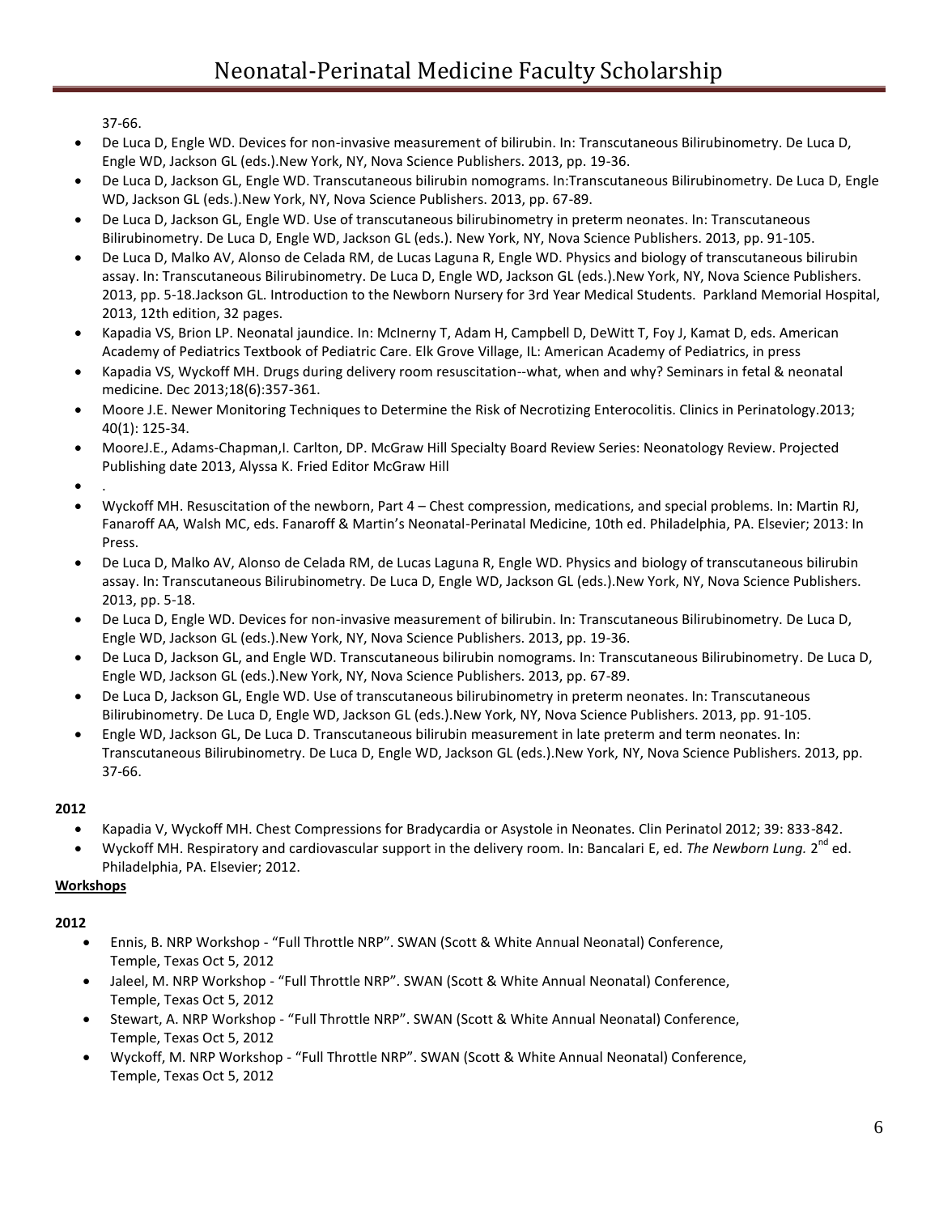37-66.

- De Luca D, Engle WD. Devices for non-invasive measurement of bilirubin. In: Transcutaneous Bilirubinometry. De Luca D, Engle WD, Jackson GL (eds.).New York, NY, Nova Science Publishers. 2013, pp. 19-36.
- De Luca D, Jackson GL, Engle WD. Transcutaneous bilirubin nomograms. In:Transcutaneous Bilirubinometry. De Luca D, Engle WD, Jackson GL (eds.).New York, NY, Nova Science Publishers. 2013, pp. 67-89.
- De Luca D, Jackson GL, Engle WD. Use of transcutaneous bilirubinometry in preterm neonates. In: Transcutaneous Bilirubinometry. De Luca D, Engle WD, Jackson GL (eds.). New York, NY, Nova Science Publishers. 2013, pp. 91-105.
- De Luca D, Malko AV, Alonso de Celada RM, de Lucas Laguna R, Engle WD. Physics and biology of transcutaneous bilirubin assay. In: Transcutaneous Bilirubinometry. De Luca D, Engle WD, Jackson GL (eds.).New York, NY, Nova Science Publishers. 2013, pp. 5-18.Jackson GL. Introduction to the Newborn Nursery for 3rd Year Medical Students. Parkland Memorial Hospital, 2013, 12th edition, 32 pages.
- Kapadia VS, Brion LP. Neonatal jaundice. In: McInerny T, Adam H, Campbell D, DeWitt T, Foy J, Kamat D, eds. American Academy of Pediatrics Textbook of Pediatric Care. Elk Grove Village, IL: American Academy of Pediatrics, in press
- Kapadia VS, Wyckoff MH. Drugs during delivery room resuscitation--what, when and why? Seminars in fetal & neonatal medicine. Dec 2013;18(6):357-361.
- Moore J.E. Newer Monitoring Techniques to Determine the Risk of Necrotizing Enterocolitis. Clinics in Perinatology.2013; 40(1): 125-34.
- MooreJ.E., Adams-Chapman,I. Carlton, DP. McGraw Hill Specialty Board Review Series: Neonatology Review. Projected Publishing date 2013, Alyssa K. Fried Editor McGraw Hill
- .
- Wyckoff MH. Resuscitation of the newborn, Part 4 – Chest compression, medications, and special problems. In: Martin RJ, Fanaroff AA, Walsh MC, eds. Fanaroff & Martin's Neonatal-Perinatal Medicine, 10th ed. Philadelphia, PA. Elsevier; 2013: In Press.
- De Luca D, Malko AV, Alonso de Celada RM, de Lucas Laguna R, Engle WD. Physics and biology of transcutaneous bilirubin assay. In: Transcutaneous Bilirubinometry. De Luca D, Engle WD, Jackson GL (eds.).New York, NY, Nova Science Publishers. 2013, pp. 5-18.
- De Luca D, Engle WD. Devices for non-invasive measurement of bilirubin. In: Transcutaneous Bilirubinometry. De Luca D, Engle WD, Jackson GL (eds.).New York, NY, Nova Science Publishers. 2013, pp. 19-36.
- De Luca D, Jackson GL, and Engle WD. Transcutaneous bilirubin nomograms. In: Transcutaneous Bilirubinometry. De Luca D, Engle WD, Jackson GL (eds.).New York, NY, Nova Science Publishers. 2013, pp. 67-89.
- De Luca D, Jackson GL, Engle WD. Use of transcutaneous bilirubinometry in preterm neonates. In: Transcutaneous Bilirubinometry. De Luca D, Engle WD, Jackson GL (eds.).New York, NY, Nova Science Publishers. 2013, pp. 91-105.
- Engle WD, Jackson GL, De Luca D. Transcutaneous bilirubin measurement in late preterm and term neonates. In: Transcutaneous Bilirubinometry. De Luca D, Engle WD, Jackson GL (eds.).New York, NY, Nova Science Publishers. 2013, pp. 37-66.

**2012**

- Kapadia V, Wyckoff MH. Chest Compressions for Bradycardia or Asystole in Neonates. Clin Perinatol 2012; 39: 833-842.
- Wyckoff MH. Respiratory and cardiovascular support in the delivery room. In: Bancalari E, ed. *The Newborn Lung.* 2nd ed. Philadelphia, PA. Elsevier; 2012.

**Workshops**

**2012**

- Ennis, B. NRP Workshop - "Full Throttle NRP". SWAN (Scott & White Annual Neonatal) Conference, Temple, Texas Oct 5, 2012
- Jaleel, M. NRP Workshop - "Full Throttle NRP". SWAN (Scott & White Annual Neonatal) Conference, Temple, Texas Oct 5, 2012
- Stewart, A. NRP Workshop - "Full Throttle NRP". SWAN (Scott & White Annual Neonatal) Conference, Temple, Texas Oct 5, 2012
- Wyckoff, M. NRP Workshop - "Full Throttle NRP". SWAN (Scott & White Annual Neonatal) Conference, Temple, Texas Oct 5, 2012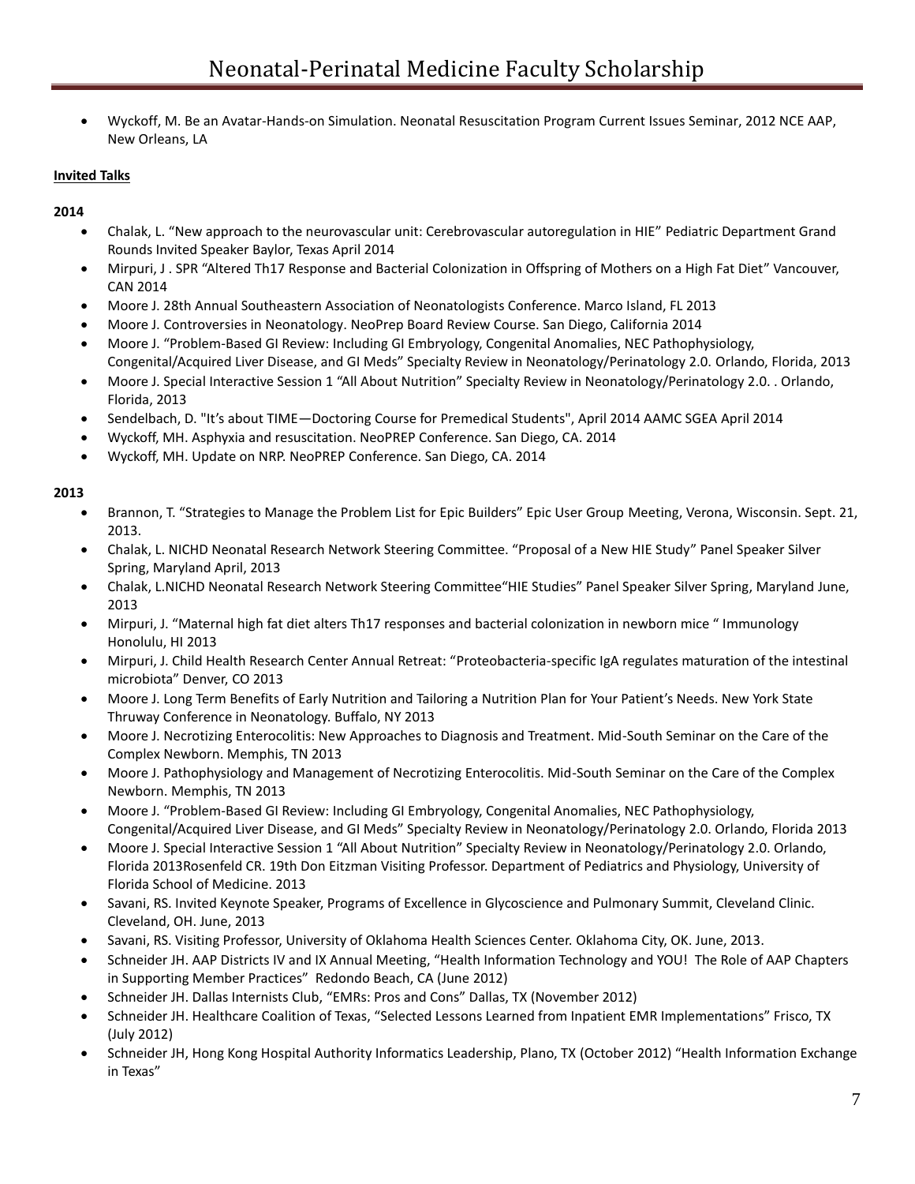- Wyckoff, M. Be an Avatar-Hands-on Simulation. Neonatal Resuscitation Program Current Issues Seminar, 2012 NCE AAP, New Orleans, LA

**Invited Talks**

**2014**

- Chalak, L. "New approach to the neurovascular unit: Cerebrovascular autoregulation in HIE" Pediatric Department Grand Rounds Invited Speaker Baylor, Texas April 2014
- Mirpuri, J . SPR "Altered Th17 Response and Bacterial Colonization in Offspring of Mothers on a High Fat Diet" Vancouver, CAN 2014
- Moore J. 28th Annual Southeastern Association of Neonatologists Conference. Marco Island, FL 2013
- Moore J. Controversies in Neonatology. NeoPrep Board Review Course. San Diego, California 2014
- Moore J. "Problem-Based GI Review: Including GI Embryology, Congenital Anomalies, NEC Pathophysiology, Congenital/Acquired Liver Disease, and GI Meds" Specialty Review in Neonatology/Perinatology 2.0. Orlando, Florida, 2013
- Moore J. Special Interactive Session 1 "All About Nutrition" Specialty Review in Neonatology/Perinatology 2.0. . Orlando, Florida, 2013
- Sendelbach, D. "It's about TIME—Doctoring Course for Premedical Students", April 2014 AAMC SGEA April 2014
- Wyckoff, MH. Asphyxia and resuscitation. NeoPREP Conference. San Diego, CA. 2014
- Wyckoff, MH. Update on NRP. NeoPREP Conference. San Diego, CA. 2014

**2013**

- Brannon, T. "Strategies to Manage the Problem List for Epic Builders" Epic User Group Meeting, Verona, Wisconsin. Sept. 21, 2013.
- Chalak, L. NICHD Neonatal Research Network Steering Committee. "Proposal of a New HIE Study" Panel Speaker Silver Spring, Maryland April, 2013
- Chalak, L.NICHD Neonatal Research Network Steering Committee"HIE Studies" Panel Speaker Silver Spring, Maryland June, 2013
- Mirpuri, J. "Maternal high fat diet alters Th17 responses and bacterial colonization in newborn mice " Immunology Honolulu, HI 2013
- Mirpuri, J. Child Health Research Center Annual Retreat: "Proteobacteria-specific IgA regulates maturation of the intestinal microbiota" Denver, CO 2013
- Moore J. Long Term Benefits of Early Nutrition and Tailoring a Nutrition Plan for Your Patient's Needs. New York State Thruway Conference in Neonatology. Buffalo, NY 2013
- Moore J. Necrotizing Enterocolitis: New Approaches to Diagnosis and Treatment. Mid-South Seminar on the Care of the Complex Newborn. Memphis, TN 2013
- Moore J. Pathophysiology and Management of Necrotizing Enterocolitis. Mid-South Seminar on the Care of the Complex Newborn. Memphis, TN 2013
- Moore J. "Problem-Based GI Review: Including GI Embryology, Congenital Anomalies, NEC Pathophysiology, Congenital/Acquired Liver Disease, and GI Meds" Specialty Review in Neonatology/Perinatology 2.0. Orlando, Florida 2013
- Moore J. Special Interactive Session 1 "All About Nutrition" Specialty Review in Neonatology/Perinatology 2.0. Orlando, Florida 2013Rosenfeld CR. 19th Don Eitzman Visiting Professor. Department of Pediatrics and Physiology, University of Florida School of Medicine. 2013
- Savani, RS. Invited Keynote Speaker, Programs of Excellence in Glycoscience and Pulmonary Summit, Cleveland Clinic. Cleveland, OH. June, 2013
- Savani, RS. Visiting Professor, University of Oklahoma Health Sciences Center. Oklahoma City, OK. June, 2013.
- Schneider JH. AAP Districts IV and IX Annual Meeting, "Health Information Technology and YOU! The Role of AAP Chapters in Supporting Member Practices" Redondo Beach, CA (June 2012)
- Schneider JH. Dallas Internists Club, "EMRs: Pros and Cons" Dallas, TX (November 2012)
- Schneider JH. Healthcare Coalition of Texas, "Selected Lessons Learned from Inpatient EMR Implementations" Frisco, TX (July 2012)
- Schneider JH, Hong Kong Hospital Authority Informatics Leadership, Plano, TX (October 2012) "Health Information Exchange in Texas"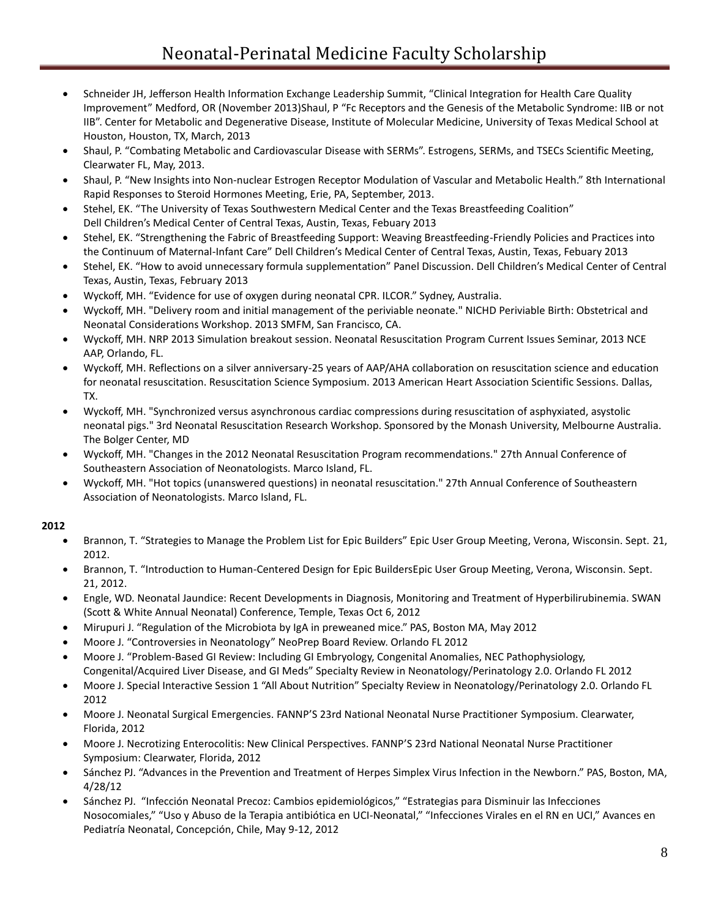- Schneider JH, Jefferson Health Information Exchange Leadership Summit, "Clinical Integration for Health Care Quality Improvement" Medford, OR (November 2013)Shaul, P "Fc Receptors and the Genesis of the Metabolic Syndrome: IIB or not IIB". Center for Metabolic and Degenerative Disease, Institute of Molecular Medicine, University of Texas Medical School at Houston, Houston, TX, March, 2013
- Shaul, P. "Combating Metabolic and Cardiovascular Disease with SERMs". Estrogens, SERMs, and TSECs Scientific Meeting, Clearwater FL, May, 2013.
- Shaul, P. "New Insights into Non-nuclear Estrogen Receptor Modulation of Vascular and Metabolic Health." 8th International Rapid Responses to Steroid Hormones Meeting, Erie, PA, September, 2013.
- Stehel, EK. "The University of Texas Southwestern Medical Center and the Texas Breastfeeding Coalition" Dell Children's Medical Center of Central Texas, Austin, Texas, Febuary 2013
- Stehel, EK. "Strengthening the Fabric of Breastfeeding Support: Weaving Breastfeeding-Friendly Policies and Practices into the Continuum of Maternal-Infant Care" Dell Children's Medical Center of Central Texas, Austin, Texas, Febuary 2013
- Stehel, EK. "How to avoid unnecessary formula supplementation" Panel Discussion. Dell Children's Medical Center of Central Texas, Austin, Texas, February 2013
- Wyckoff, MH. "Evidence for use of oxygen during neonatal CPR. ILCOR." Sydney, Australia.
- Wyckoff, MH. "Delivery room and initial management of the periviable neonate." NICHD Periviable Birth: Obstetrical and Neonatal Considerations Workshop. 2013 SMFM, San Francisco, CA.
- Wyckoff, MH. NRP 2013 Simulation breakout session. Neonatal Resuscitation Program Current Issues Seminar, 2013 NCE AAP, Orlando, FL.
- Wyckoff, MH. Reflections on a silver anniversary-25 years of AAP/AHA collaboration on resuscitation science and education for neonatal resuscitation. Resuscitation Science Symposium. 2013 American Heart Association Scientific Sessions. Dallas, TX.
- Wyckoff, MH. "Synchronized versus asynchronous cardiac compressions during resuscitation of asphyxiated, asystolic neonatal pigs." 3rd Neonatal Resuscitation Research Workshop. Sponsored by the Monash University, Melbourne Australia. The Bolger Center, MD
- Wyckoff, MH. "Changes in the 2012 Neonatal Resuscitation Program recommendations." 27th Annual Conference of Southeastern Association of Neonatologists. Marco Island, FL.
- Wyckoff, MH. "Hot topics (unanswered questions) in neonatal resuscitation." 27th Annual Conference of Southeastern Association of Neonatologists. Marco Island, FL.

**2012**

- Brannon, T. "Strategies to Manage the Problem List for Epic Builders" Epic User Group Meeting, Verona, Wisconsin. Sept. 21, 2012.
- Brannon, T. "Introduction to Human-Centered Design for Epic BuildersEpic User Group Meeting, Verona, Wisconsin. Sept. 21, 2012.
- Engle, WD. Neonatal Jaundice: Recent Developments in Diagnosis, Monitoring and Treatment of Hyperbilirubinemia. SWAN (Scott & White Annual Neonatal) Conference, Temple, Texas Oct 6, 2012
- Mirupuri J. "Regulation of the Microbiota by IgA in preweaned mice." PAS, Boston MA, May 2012
- Moore J. "Controversies in Neonatology" NeoPrep Board Review. Orlando FL 2012
- Moore J. "Problem-Based GI Review: Including GI Embryology, Congenital Anomalies, NEC Pathophysiology, Congenital/Acquired Liver Disease, and GI Meds" Specialty Review in Neonatology/Perinatology 2.0. Orlando FL 2012
- Moore J. Special Interactive Session 1 "All About Nutrition" Specialty Review in Neonatology/Perinatology 2.0. Orlando FL 2012
- Moore J. Neonatal Surgical Emergencies. FANNP'S 23rd National Neonatal Nurse Practitioner Symposium. Clearwater, Florida, 2012
- Moore J. Necrotizing Enterocolitis: New Clinical Perspectives. FANNP'S 23rd National Neonatal Nurse Practitioner Symposium: Clearwater, Florida, 2012
- Sánchez PJ. "Advances in the Prevention and Treatment of Herpes Simplex Virus Infection in the Newborn." PAS, Boston, MA, 4/28/12
- Sánchez PJ. "Infección Neonatal Precoz: Cambios epidemiológicos," "Estrategias para Disminuir las Infecciones Nosocomiales," "Uso y Abuso de la Terapia antibiótica en UCI-Neonatal," "Infecciones Virales en el RN en UCI," Avances en Pediatría Neonatal, Concepción, Chile, May 9-12, 2012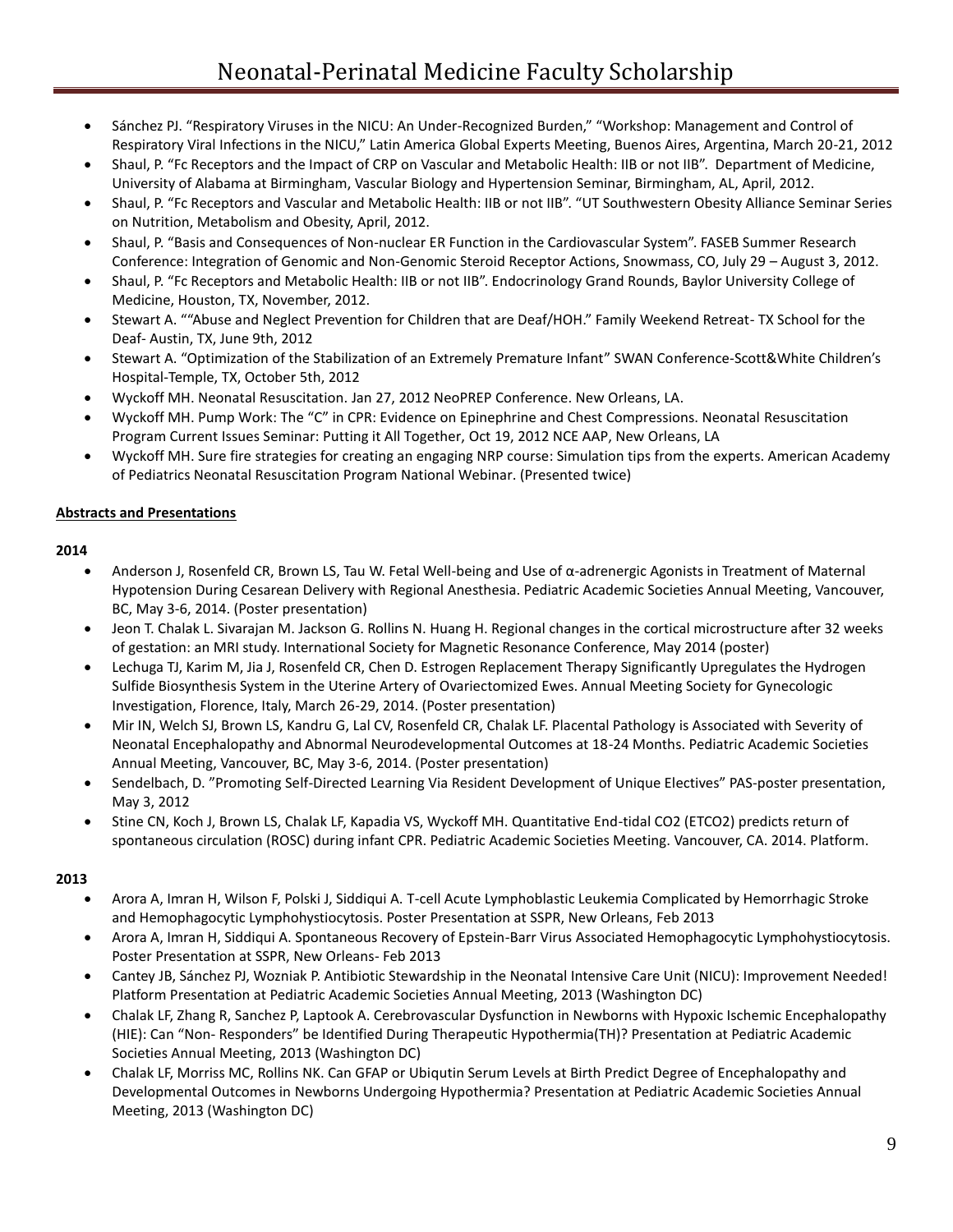- Sánchez PJ. "Respiratory Viruses in the NICU: An Under-Recognized Burden," "Workshop: Management and Control of Respiratory Viral Infections in the NICU," Latin America Global Experts Meeting, Buenos Aires, Argentina, March 20-21, 2012
- Shaul, P. "Fc Receptors and the Impact of CRP on Vascular and Metabolic Health: IIB or not IIB". Department of Medicine, University of Alabama at Birmingham, Vascular Biology and Hypertension Seminar, Birmingham, AL, April, 2012.
- Shaul, P. "Fc Receptors and Vascular and Metabolic Health: IIB or not IIB". "UT Southwestern Obesity Alliance Seminar Series on Nutrition, Metabolism and Obesity, April, 2012.
- Shaul, P. "Basis and Consequences of Non-nuclear ER Function in the Cardiovascular System". FASEB Summer Research Conference: Integration of Genomic and Non-Genomic Steroid Receptor Actions, Snowmass, CO, July 29 – August 3, 2012.
- Shaul, P. "Fc Receptors and Metabolic Health: IIB or not IIB". Endocrinology Grand Rounds, Baylor University College of Medicine, Houston, TX, November, 2012.
- Stewart A. ""Abuse and Neglect Prevention for Children that are Deaf/HOH." Family Weekend Retreat- TX School for the Deaf- Austin, TX, June 9th, 2012
- Stewart A. "Optimization of the Stabilization of an Extremely Premature Infant" SWAN Conference-Scott&White Children's Hospital-Temple, TX, October 5th, 2012
- Wyckoff MH. Neonatal Resuscitation. Jan 27, 2012 NeoPREP Conference. New Orleans, LA.
- Wyckoff MH. Pump Work: The "C" in CPR: Evidence on Epinephrine and Chest Compressions. Neonatal Resuscitation Program Current Issues Seminar: Putting it All Together, Oct 19, 2012 NCE AAP, New Orleans, LA
- Wyckoff MH. Sure fire strategies for creating an engaging NRP course: Simulation tips from the experts. American Academy of Pediatrics Neonatal Resuscitation Program National Webinar. (Presented twice)

**Abstracts and Presentations**

**2014**

- Anderson J, Rosenfeld CR, Brown LS, Tau W. Fetal Well-being and Use of α-adrenergic Agonists in Treatment of Maternal Hypotension During Cesarean Delivery with Regional Anesthesia. Pediatric Academic Societies Annual Meeting, Vancouver, BC, May 3-6, 2014. (Poster presentation)
- Jeon T. Chalak L. Sivarajan M. Jackson G. Rollins N. Huang H. Regional changes in the cortical microstructure after 32 weeks of gestation: an MRI study. International Society for Magnetic Resonance Conference, May 2014 (poster)
- Lechuga TJ, Karim M, Jia J, Rosenfeld CR, Chen D. Estrogen Replacement Therapy Significantly Upregulates the Hydrogen Sulfide Biosynthesis System in the Uterine Artery of Ovariectomized Ewes. Annual Meeting Society for Gynecologic Investigation, Florence, Italy, March 26-29, 2014. (Poster presentation)
- Mir IN, Welch SJ, Brown LS, Kandru G, Lal CV, Rosenfeld CR, Chalak LF. Placental Pathology is Associated with Severity of Neonatal Encephalopathy and Abnormal Neurodevelopmental Outcomes at 18-24 Months. Pediatric Academic Societies Annual Meeting, Vancouver, BC, May 3-6, 2014. (Poster presentation)
- Sendelbach, D. "Promoting Self-Directed Learning Via Resident Development of Unique Electives" PAS-poster presentation, May 3, 2012
- Stine CN, Koch J, Brown LS, Chalak LF, Kapadia VS, Wyckoff MH. Quantitative End-tidal CO2 (ETCO2) predicts return of spontaneous circulation (ROSC) during infant CPR. Pediatric Academic Societies Meeting. Vancouver, CA. 2014. Platform.

**2013**

- Arora A, Imran H, Wilson F, Polski J, Siddiqui A. T-cell Acute Lymphoblastic Leukemia Complicated by Hemorrhagic Stroke and Hemophagocytic Lymphohystiocytosis. Poster Presentation at SSPR, New Orleans, Feb 2013
- Arora A, Imran H, Siddiqui A. Spontaneous Recovery of Epstein-Barr Virus Associated Hemophagocytic Lymphohystiocytosis. Poster Presentation at SSPR, New Orleans- Feb 2013
- Cantey JB, Sánchez PJ, Wozniak P. Antibiotic Stewardship in the Neonatal Intensive Care Unit (NICU): Improvement Needed! Platform Presentation at Pediatric Academic Societies Annual Meeting, 2013 (Washington DC)
- Chalak LF, Zhang R, Sanchez P, Laptook A. Cerebrovascular Dysfunction in Newborns with Hypoxic Ischemic Encephalopathy (HIE): Can "Non- Responders" be Identified During Therapeutic Hypothermia(TH)? Presentation at Pediatric Academic Societies Annual Meeting, 2013 (Washington DC)
- Chalak LF, Morriss MC, Rollins NK. Can GFAP or Ubiqutin Serum Levels at Birth Predict Degree of Encephalopathy and Developmental Outcomes in Newborns Undergoing Hypothermia? Presentation at Pediatric Academic Societies Annual Meeting, 2013 (Washington DC)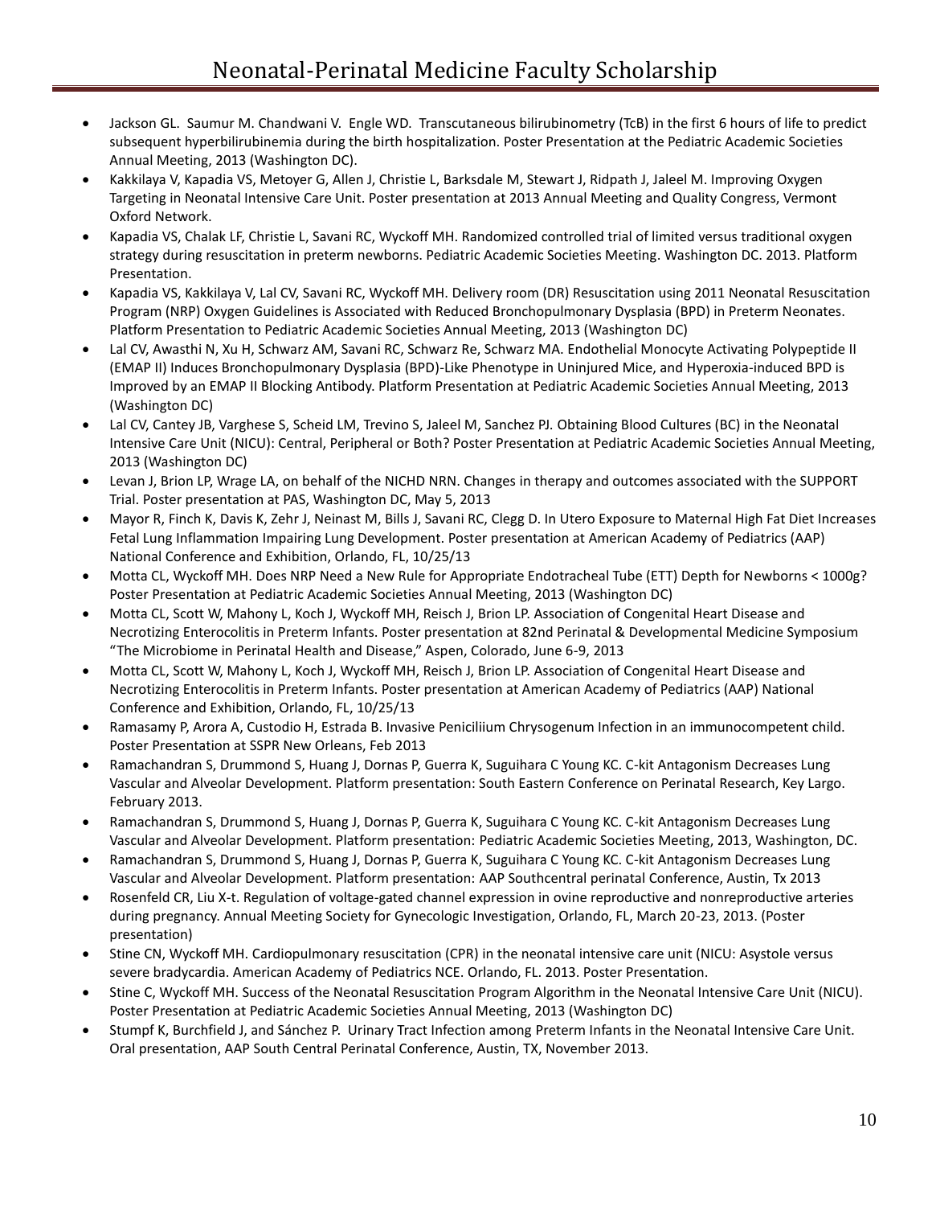- Jackson GL. Saumur M. Chandwani V. Engle WD. Transcutaneous bilirubinometry (TcB) in the first 6 hours of life to predict subsequent hyperbilirubinemia during the birth hospitalization. Poster Presentation at the Pediatric Academic Societies Annual Meeting, 2013 (Washington DC).
- Kakkilaya V, Kapadia VS, Metoyer G, Allen J, Christie L, Barksdale M, Stewart J, Ridpath J, Jaleel M. Improving Oxygen Targeting in Neonatal Intensive Care Unit. Poster presentation at 2013 Annual Meeting and Quality Congress, Vermont Oxford Network.
- Kapadia VS, Chalak LF, Christie L, Savani RC, Wyckoff MH. Randomized controlled trial of limited versus traditional oxygen strategy during resuscitation in preterm newborns. Pediatric Academic Societies Meeting. Washington DC. 2013. Platform Presentation.
- Kapadia VS, Kakkilaya V, Lal CV, Savani RC, Wyckoff MH. Delivery room (DR) Resuscitation using 2011 Neonatal Resuscitation Program (NRP) Oxygen Guidelines is Associated with Reduced Bronchopulmonary Dysplasia (BPD) in Preterm Neonates. Platform Presentation to Pediatric Academic Societies Annual Meeting, 2013 (Washington DC)
- Lal CV, Awasthi N, Xu H, Schwarz AM, Savani RC, Schwarz Re, Schwarz MA. Endothelial Monocyte Activating Polypeptide II (EMAP II) Induces Bronchopulmonary Dysplasia (BPD)-Like Phenotype in Uninjured Mice, and Hyperoxia-induced BPD is Improved by an EMAP II Blocking Antibody. Platform Presentation at Pediatric Academic Societies Annual Meeting, 2013 (Washington DC)
- Lal CV, Cantey JB, Varghese S, Scheid LM, Trevino S, Jaleel M, Sanchez PJ. Obtaining Blood Cultures (BC) in the Neonatal Intensive Care Unit (NICU): Central, Peripheral or Both? Poster Presentation at Pediatric Academic Societies Annual Meeting, 2013 (Washington DC)
- Levan J, Brion LP, Wrage LA, on behalf of the NICHD NRN. Changes in therapy and outcomes associated with the SUPPORT Trial. Poster presentation at PAS, Washington DC, May 5, 2013
- Mayor R, Finch K, Davis K, Zehr J, Neinast M, Bills J, Savani RC, Clegg D. In Utero Exposure to Maternal High Fat Diet Increases Fetal Lung Inflammation Impairing Lung Development. Poster presentation at American Academy of Pediatrics (AAP) National Conference and Exhibition, Orlando, FL, 10/25/13
- Motta CL, Wyckoff MH. Does NRP Need a New Rule for Appropriate Endotracheal Tube (ETT) Depth for Newborns < 1000g? Poster Presentation at Pediatric Academic Societies Annual Meeting, 2013 (Washington DC)
- Motta CL, Scott W, Mahony L, Koch J, Wyckoff MH, Reisch J, Brion LP. Association of Congenital Heart Disease and Necrotizing Enterocolitis in Preterm Infants. Poster presentation at 82nd Perinatal & Developmental Medicine Symposium "The Microbiome in Perinatal Health and Disease," Aspen, Colorado, June 6-9, 2013
- Motta CL, Scott W, Mahony L, Koch J, Wyckoff MH, Reisch J, Brion LP. Association of Congenital Heart Disease and Necrotizing Enterocolitis in Preterm Infants. Poster presentation at American Academy of Pediatrics (AAP) National Conference and Exhibition, Orlando, FL, 10/25/13
- Ramasamy P, Arora A, Custodio H, Estrada B. Invasive Peniciliium Chrysogenum Infection in an immunocompetent child. Poster Presentation at SSPR New Orleans, Feb 2013
- Ramachandran S, Drummond S, Huang J, Dornas P, Guerra K, Suguihara C Young KC. C-kit Antagonism Decreases Lung Vascular and Alveolar Development. Platform presentation: South Eastern Conference on Perinatal Research, Key Largo. February 2013.
- Ramachandran S, Drummond S, Huang J, Dornas P, Guerra K, Suguihara C Young KC. C-kit Antagonism Decreases Lung Vascular and Alveolar Development. Platform presentation: Pediatric Academic Societies Meeting, 2013, Washington, DC.
- Ramachandran S, Drummond S, Huang J, Dornas P, Guerra K, Suguihara C Young KC. C-kit Antagonism Decreases Lung Vascular and Alveolar Development. Platform presentation: AAP Southcentral perinatal Conference, Austin, Tx 2013
- Rosenfeld CR, Liu X-t. Regulation of voltage-gated channel expression in ovine reproductive and nonreproductive arteries during pregnancy. Annual Meeting Society for Gynecologic Investigation, Orlando, FL, March 20-23, 2013. (Poster presentation)
- Stine CN, Wyckoff MH. Cardiopulmonary resuscitation (CPR) in the neonatal intensive care unit (NICU: Asystole versus severe bradycardia. American Academy of Pediatrics NCE. Orlando, FL. 2013. Poster Presentation.
- Stine C, Wyckoff MH. Success of the Neonatal Resuscitation Program Algorithm in the Neonatal Intensive Care Unit (NICU). Poster Presentation at Pediatric Academic Societies Annual Meeting, 2013 (Washington DC)
- Stumpf K, Burchfield J, and Sánchez P. Urinary Tract Infection among Preterm Infants in the Neonatal Intensive Care Unit. Oral presentation, AAP South Central Perinatal Conference, Austin, TX, November 2013.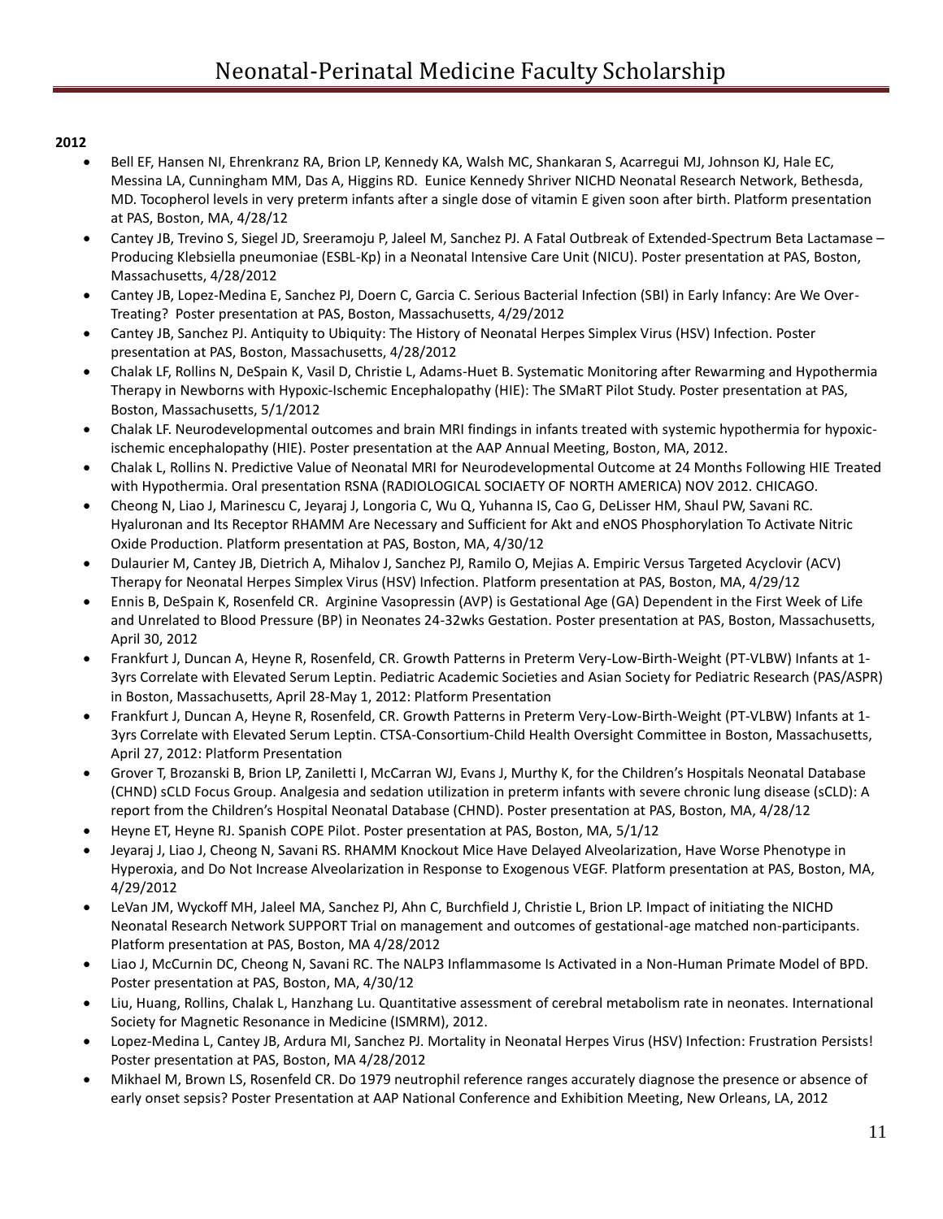**2012**

- Bell EF, Hansen NI, Ehrenkranz RA, Brion LP, Kennedy KA, Walsh MC, Shankaran S, Acarregui MJ, Johnson KJ, Hale EC, Messina LA, Cunningham MM, Das A, Higgins RD. Eunice Kennedy Shriver NICHD Neonatal Research Network, Bethesda, MD. Tocopherol levels in very preterm infants after a single dose of vitamin E given soon after birth. Platform presentation at PAS, Boston, MA, 4/28/12
- Cantey JB, Trevino S, Siegel JD, Sreeramoju P, Jaleel M, Sanchez PJ. A Fatal Outbreak of Extended-Spectrum Beta Lactamase – Producing Klebsiella pneumoniae (ESBL-Kp) in a Neonatal Intensive Care Unit (NICU). Poster presentation at PAS, Boston, Massachusetts, 4/28/2012
- Cantey JB, Lopez-Medina E, Sanchez PJ, Doern C, Garcia C. Serious Bacterial Infection (SBI) in Early Infancy: Are We Over-Treating? Poster presentation at PAS, Boston, Massachusetts, 4/29/2012
- Cantey JB, Sanchez PJ. Antiquity to Ubiquity: The History of Neonatal Herpes Simplex Virus (HSV) Infection. Poster presentation at PAS, Boston, Massachusetts, 4/28/2012
- Chalak LF, Rollins N, DeSpain K, Vasil D, Christie L, Adams-Huet B. Systematic Monitoring after Rewarming and Hypothermia Therapy in Newborns with Hypoxic-Ischemic Encephalopathy (HIE): The SMaRT Pilot Study. Poster presentation at PAS, Boston, Massachusetts, 5/1/2012
- Chalak LF. Neurodevelopmental outcomes and brain MRI findings in infants treated with systemic hypothermia for hypoxic-ischemic encephalopathy (HIE). Poster presentation at the AAP Annual Meeting, Boston, MA, 2012.
- Chalak L, Rollins N. Predictive Value of Neonatal MRI for Neurodevelopmental Outcome at 24 Months Following HIE Treated with Hypothermia. Oral presentation RSNA (RADIOLOGICAL SOCIAETY OF NORTH AMERICA) NOV 2012. CHICAGO.
- Cheong N, Liao J, Marinescu C, Jeyaraj J, Longoria C, Wu Q, Yuhanna IS, Cao G, DeLisser HM, Shaul PW, Savani RC. Hyaluronan and Its Receptor RHAMM Are Necessary and Sufficient for Akt and eNOS Phosphorylation To Activate Nitric Oxide Production. Platform presentation at PAS, Boston, MA, 4/30/12
- Dulaurier M, Cantey JB, Dietrich A, Mihalov J, Sanchez PJ, Ramilo O, Mejias A. Empiric Versus Targeted Acyclovir (ACV) Therapy for Neonatal Herpes Simplex Virus (HSV) Infection. Platform presentation at PAS, Boston, MA, 4/29/12
- Ennis B, DeSpain K, Rosenfeld CR. Arginine Vasopressin (AVP) is Gestational Age (GA) Dependent in the First Week of Life and Unrelated to Blood Pressure (BP) in Neonates 24-32wks Gestation. Poster presentation at PAS, Boston, Massachusetts, April 30, 2012
- Frankfurt J, Duncan A, Heyne R, Rosenfeld, CR. Growth Patterns in Preterm Very-Low-Birth-Weight (PT-VLBW) Infants at 1-3yrs Correlate with Elevated Serum Leptin. Pediatric Academic Societies and Asian Society for Pediatric Research (PAS/ASPR) in Boston, Massachusetts, April 28-May 1, 2012: Platform Presentation
- Frankfurt J, Duncan A, Heyne R, Rosenfeld, CR. Growth Patterns in Preterm Very-Low-Birth-Weight (PT-VLBW) Infants at 1-3yrs Correlate with Elevated Serum Leptin. CTSA-Consortium-Child Health Oversight Committee in Boston, Massachusetts, April 27, 2012: Platform Presentation
- Grover T, Brozanski B, Brion LP, Zaniletti I, McCarran WJ, Evans J, Murthy K, for the Children's Hospitals Neonatal Database (CHND) sCLD Focus Group. Analgesia and sedation utilization in preterm infants with severe chronic lung disease (sCLD): A report from the Children's Hospital Neonatal Database (CHND). Poster presentation at PAS, Boston, MA, 4/28/12
- Heyne ET, Heyne RJ. Spanish COPE Pilot. Poster presentation at PAS, Boston, MA, 5/1/12
- Jeyaraj J, Liao J, Cheong N, Savani RS. RHAMM Knockout Mice Have Delayed Alveolarization, Have Worse Phenotype in Hyperoxia, and Do Not Increase Alveolarization in Response to Exogenous VEGF. Platform presentation at PAS, Boston, MA, 4/29/2012
- LeVan JM, Wyckoff MH, Jaleel MA, Sanchez PJ, Ahn C, Burchfield J, Christie L, Brion LP. Impact of initiating the NICHD Neonatal Research Network SUPPORT Trial on management and outcomes of gestational-age matched non-participants. Platform presentation at PAS, Boston, MA 4/28/2012
- Liao J, McCurnin DC, Cheong N, Savani RC. The NALP3 Inflammasome Is Activated in a Non-Human Primate Model of BPD. Poster presentation at PAS, Boston, MA, 4/30/12
- Liu, Huang, Rollins, Chalak L, Hanzhang Lu. Quantitative assessment of cerebral metabolism rate in neonates. International Society for Magnetic Resonance in Medicine (ISMRM), 2012.
- Lopez-Medina L, Cantey JB, Ardura MI, Sanchez PJ. Mortality in Neonatal Herpes Virus (HSV) Infection: Frustration Persists! Poster presentation at PAS, Boston, MA 4/28/2012
- Mikhael M, Brown LS, Rosenfeld CR. Do 1979 neutrophil reference ranges accurately diagnose the presence or absence of early onset sepsis? Poster Presentation at AAP National Conference and Exhibition Meeting, New Orleans, LA, 2012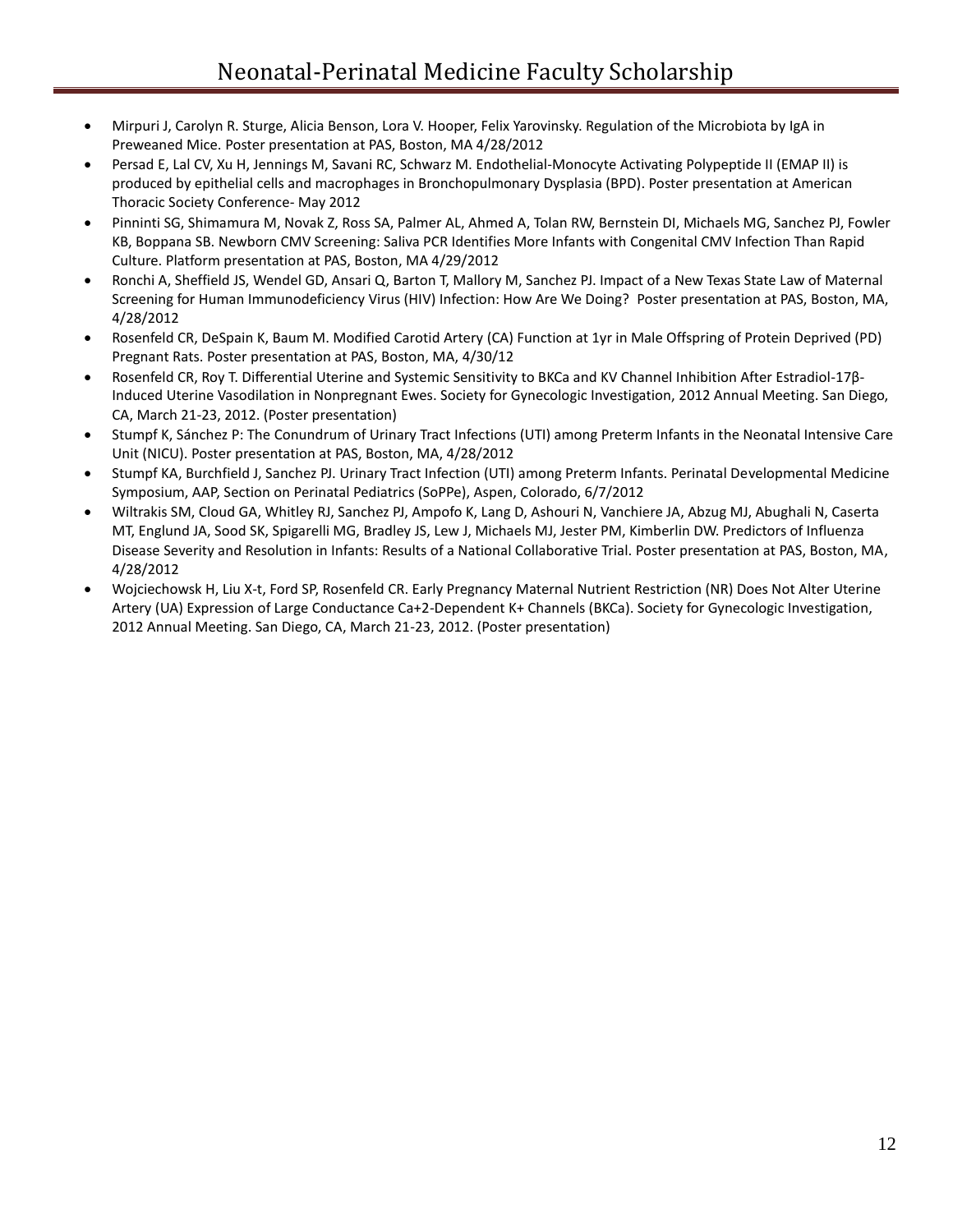- Mirpuri J, Carolyn R. Sturge, Alicia Benson, Lora V. Hooper, Felix Yarovinsky. Regulation of the Microbiota by IgA in Preweaned Mice. Poster presentation at PAS, Boston, MA 4/28/2012
- Persad E, Lal CV, Xu H, Jennings M, Savani RC, Schwarz M. Endothelial-Monocyte Activating Polypeptide II (EMAP II) is produced by epithelial cells and macrophages in Bronchopulmonary Dysplasia (BPD). Poster presentation at American Thoracic Society Conference- May 2012
- Pinninti SG, Shimamura M, Novak Z, Ross SA, Palmer AL, Ahmed A, Tolan RW, Bernstein DI, Michaels MG, Sanchez PJ, Fowler KB, Boppana SB. Newborn CMV Screening: Saliva PCR Identifies More Infants with Congenital CMV Infection Than Rapid Culture. Platform presentation at PAS, Boston, MA 4/29/2012
- Ronchi A, Sheffield JS, Wendel GD, Ansari Q, Barton T, Mallory M, Sanchez PJ. Impact of a New Texas State Law of Maternal Screening for Human Immunodeficiency Virus (HIV) Infection: How Are We Doing? Poster presentation at PAS, Boston, MA, 4/28/2012
- Rosenfeld CR, DeSpain K, Baum M. Modified Carotid Artery (CA) Function at 1yr in Male Offspring of Protein Deprived (PD) Pregnant Rats. Poster presentation at PAS, Boston, MA, 4/30/12
- Rosenfeld CR, Roy T. Differential Uterine and Systemic Sensitivity to BKCa and KV Channel Inhibition After Estradiol-17β-Induced Uterine Vasodilation in Nonpregnant Ewes. Society for Gynecologic Investigation, 2012 Annual Meeting. San Diego, CA, March 21-23, 2012. (Poster presentation)
- Stumpf K, Sánchez P: The Conundrum of Urinary Tract Infections (UTI) among Preterm Infants in the Neonatal Intensive Care Unit (NICU). Poster presentation at PAS, Boston, MA, 4/28/2012
- Stumpf KA, Burchfield J, Sanchez PJ. Urinary Tract Infection (UTI) among Preterm Infants. Perinatal Developmental Medicine Symposium, AAP, Section on Perinatal Pediatrics (SoPPe), Aspen, Colorado, 6/7/2012
- Wiltrakis SM, Cloud GA, Whitley RJ, Sanchez PJ, Ampofo K, Lang D, Ashouri N, Vanchiere JA, Abzug MJ, Abughali N, Caserta MT, Englund JA, Sood SK, Spigarelli MG, Bradley JS, Lew J, Michaels MJ, Jester PM, Kimberlin DW. Predictors of Influenza Disease Severity and Resolution in Infants: Results of a National Collaborative Trial. Poster presentation at PAS, Boston, MA, 4/28/2012
- Wojciechowsk H, Liu X-t, Ford SP, Rosenfeld CR. Early Pregnancy Maternal Nutrient Restriction (NR) Does Not Alter Uterine Artery (UA) Expression of Large Conductance Ca+2-Dependent K+ Channels (BKCa). Society for Gynecologic Investigation, 2012 Annual Meeting. San Diego, CA, March 21-23, 2012. (Poster presentation)